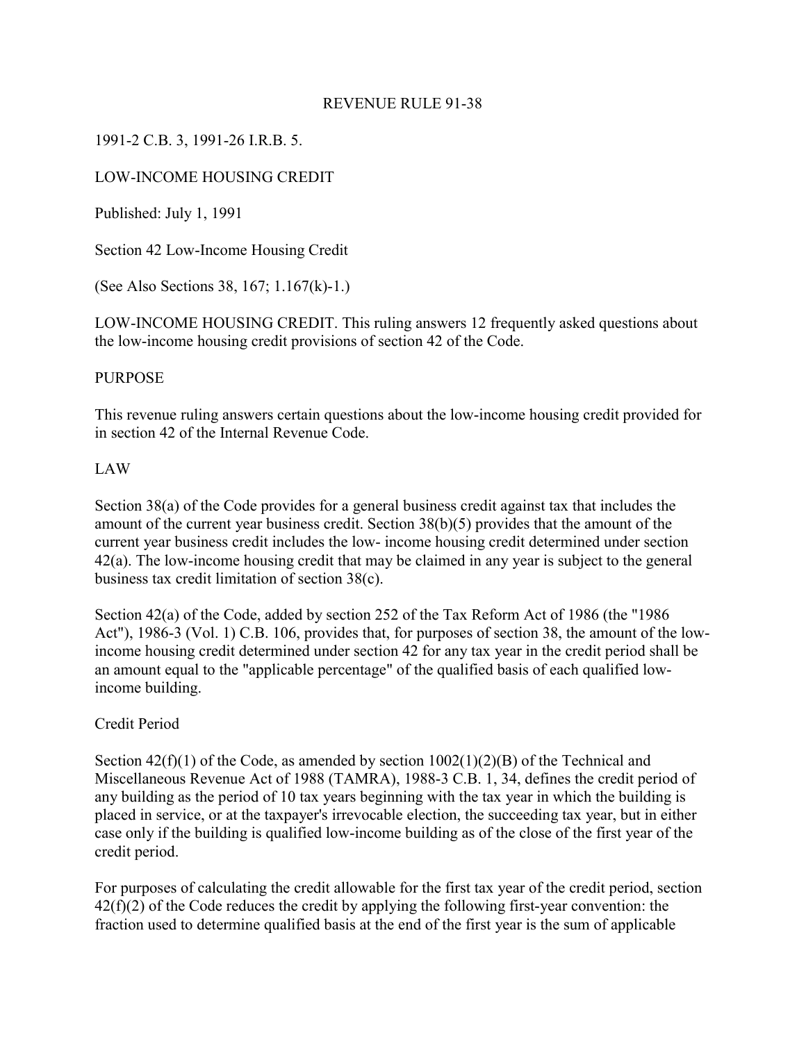# REVENUE RULE 91-38

1991-2 C.B. 3, 1991-26 I.R.B. 5.

LOW-INCOME HOUSING CREDIT

Published: July 1, 1991

Section 42 Low-Income Housing Credit

(See Also Sections 38, 167; 1.167(k)-1.)

LOW-INCOME HOUSING CREDIT. This ruling answers 12 frequently asked questions about the low-income housing credit provisions of section 42 of the Code.

## PURPOSE

This revenue ruling answers certain questions about the low-income housing credit provided for in section 42 of the Internal Revenue Code.

## LAW

Section 38(a) of the Code provides for a general business credit against tax that includes the amount of the current year business credit. Section 38(b)(5) provides that the amount of the current year business credit includes the low- income housing credit determined under section 42(a). The low-income housing credit that may be claimed in any year is subject to the general business tax credit limitation of section 38(c).

Section 42(a) of the Code, added by section 252 of the Tax Reform Act of 1986 (the "1986 Act"), 1986-3 (Vol. 1) C.B. 106, provides that, for purposes of section 38, the amount of the low-income housing credit determined under section 42 for any tax year in the credit period shall be an amount equal to the "applicable percentage" of the qualified basis of each qualified low-income building.

### Credit Period

Section 42(f)(1) of the Code, as amended by section 1002(1)(2)(B) of the Technical and Miscellaneous Revenue Act of 1988 (TAMRA), 1988-3 C.B. 1, 34, defines the credit period of any building as the period of 10 tax years beginning with the tax year in which the building is placed in service, or at the taxpayer's irrevocable election, the succeeding tax year, but in either case only if the building is qualified low-income building as of the close of the first year of the credit period.

For purposes of calculating the credit allowable for the first tax year of the credit period, section 42(f)(2) of the Code reduces the credit by applying the following first-year convention: the fraction used to determine qualified basis at the end of the first year is the sum of applicable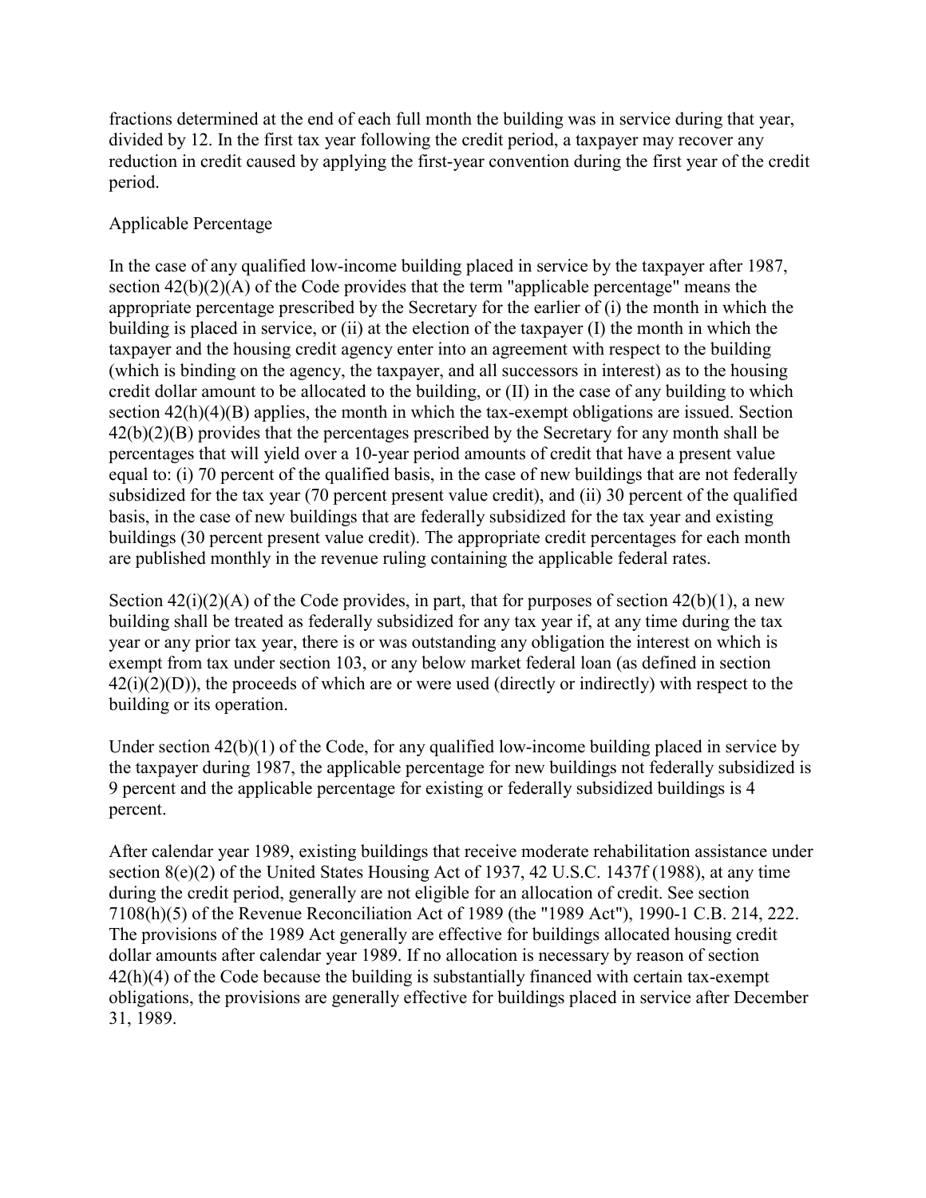fractions determined at the end of each full month the building was in service during that year, divided by 12. In the first tax year following the credit period, a taxpayer may recover any reduction in credit caused by applying the first-year convention during the first year of the credit period.

## Applicable Percentage

In the case of any qualified low-income building placed in service by the taxpayer after 1987, section 42(b)(2)(A) of the Code provides that the term "applicable percentage" means the appropriate percentage prescribed by the Secretary for the earlier of (i) the month in which the building is placed in service, or (ii) at the election of the taxpayer (I) the month in which the taxpayer and the housing credit agency enter into an agreement with respect to the building (which is binding on the agency, the taxpayer, and all successors in interest) as to the housing credit dollar amount to be allocated to the building, or (II) in the case of any building to which section 42(h)(4)(B) applies, the month in which the tax-exempt obligations are issued. Section 42(b)(2)(B) provides that the percentages prescribed by the Secretary for any month shall be percentages that will yield over a 10-year period amounts of credit that have a present value equal to: (i) 70 percent of the qualified basis, in the case of new buildings that are not federally subsidized for the tax year (70 percent present value credit), and (ii) 30 percent of the qualified basis, in the case of new buildings that are federally subsidized for the tax year and existing buildings (30 percent present value credit). The appropriate credit percentages for each month are published monthly in the revenue ruling containing the applicable federal rates.

Section 42(i)(2)(A) of the Code provides, in part, that for purposes of section 42(b)(1), a new building shall be treated as federally subsidized for any tax year if, at any time during the tax year or any prior tax year, there is or was outstanding any obligation the interest on which is exempt from tax under section 103, or any below market federal loan (as defined in section 42(i)(2)(D)), the proceeds of which are or were used (directly or indirectly) with respect to the building or its operation.

Under section 42(b)(1) of the Code, for any qualified low-income building placed in service by the taxpayer during 1987, the applicable percentage for new buildings not federally subsidized is 9 percent and the applicable percentage for existing or federally subsidized buildings is 4 percent.

After calendar year 1989, existing buildings that receive moderate rehabilitation assistance under section 8(e)(2) of the United States Housing Act of 1937, 42 U.S.C. 1437f (1988), at any time during the credit period, generally are not eligible for an allocation of credit. See section 7108(h)(5) of the Revenue Reconciliation Act of 1989 (the "1989 Act"), 1990-1 C.B. 214, 222. The provisions of the 1989 Act generally are effective for buildings allocated housing credit dollar amounts after calendar year 1989. If no allocation is necessary by reason of section 42(h)(4) of the Code because the building is substantially financed with certain tax-exempt obligations, the provisions are generally effective for buildings placed in service after December 31, 1989.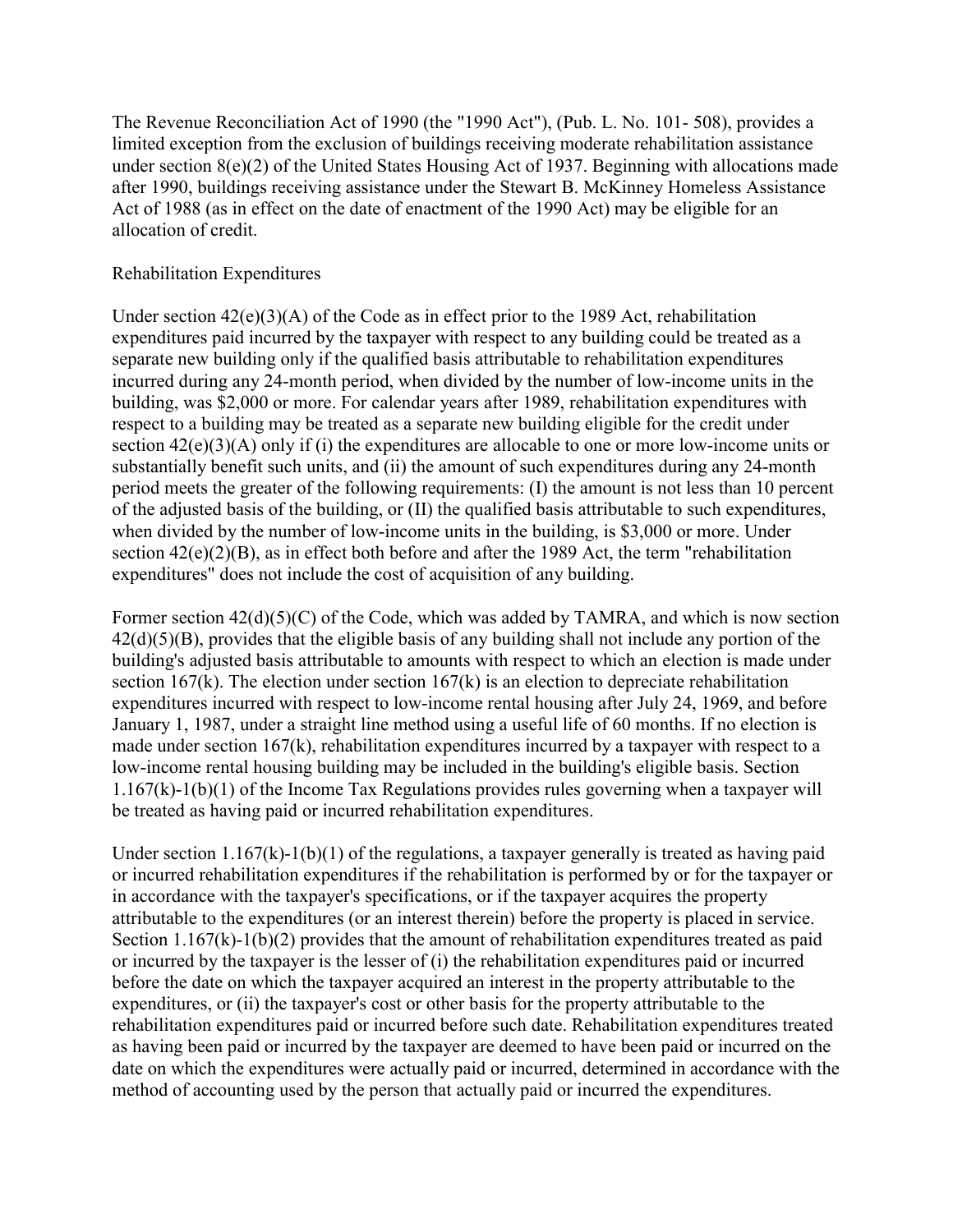The Revenue Reconciliation Act of 1990 (the "1990 Act"), (Pub. L. No. 101- 508), provides a limited exception from the exclusion of buildings receiving moderate rehabilitation assistance under section 8(e)(2) of the United States Housing Act of 1937. Beginning with allocations made after 1990, buildings receiving assistance under the Stewart B. McKinney Homeless Assistance Act of 1988 (as in effect on the date of enactment of the 1990 Act) may be eligible for an allocation of credit.

Rehabilitation Expenditures

Under section 42(e)(3)(A) of the Code as in effect prior to the 1989 Act, rehabilitation expenditures paid incurred by the taxpayer with respect to any building could be treated as a separate new building only if the qualified basis attributable to rehabilitation expenditures incurred during any 24-month period, when divided by the number of low-income units in the building, was $2,000 or more. For calendar years after 1989, rehabilitation expenditures with respect to a building may be treated as a separate new building eligible for the credit under section 42(e)(3)(A) only if (i) the expenditures are allocable to one or more low-income units or substantially benefit such units, and (ii) the amount of such expenditures during any 24-month period meets the greater of the following requirements: (I) the amount is not less than 10 percent of the adjusted basis of the building, or (II) the qualified basis attributable to such expenditures, when divided by the number of low-income units in the building, is $3,000 or more. Under section 42(e)(2)(B), as in effect both before and after the 1989 Act, the term "rehabilitation expenditures" does not include the cost of acquisition of any building.

Former section 42(d)(5)(C) of the Code, which was added by TAMRA, and which is now section 42(d)(5)(B), provides that the eligible basis of any building shall not include any portion of the building's adjusted basis attributable to amounts with respect to which an election is made under section 167(k). The election under section 167(k) is an election to depreciate rehabilitation expenditures incurred with respect to low-income rental housing after July 24, 1969, and before January 1, 1987, under a straight line method using a useful life of 60 months. If no election is made under section 167(k), rehabilitation expenditures incurred by a taxpayer with respect to a low-income rental housing building may be included in the building's eligible basis. Section 1.167(k)-1(b)(1) of the Income Tax Regulations provides rules governing when a taxpayer will be treated as having paid or incurred rehabilitation expenditures.

Under section 1.167(k)-1(b)(1) of the regulations, a taxpayer generally is treated as having paid or incurred rehabilitation expenditures if the rehabilitation is performed by or for the taxpayer or in accordance with the taxpayer's specifications, or if the taxpayer acquires the property attributable to the expenditures (or an interest therein) before the property is placed in service. Section 1.167(k)-1(b)(2) provides that the amount of rehabilitation expenditures treated as paid or incurred by the taxpayer is the lesser of (i) the rehabilitation expenditures paid or incurred before the date on which the taxpayer acquired an interest in the property attributable to the expenditures, or (ii) the taxpayer's cost or other basis for the property attributable to the rehabilitation expenditures paid or incurred before such date. Rehabilitation expenditures treated as having been paid or incurred by the taxpayer are deemed to have been paid or incurred on the date on which the expenditures were actually paid or incurred, determined in accordance with the method of accounting used by the person that actually paid or incurred the expenditures.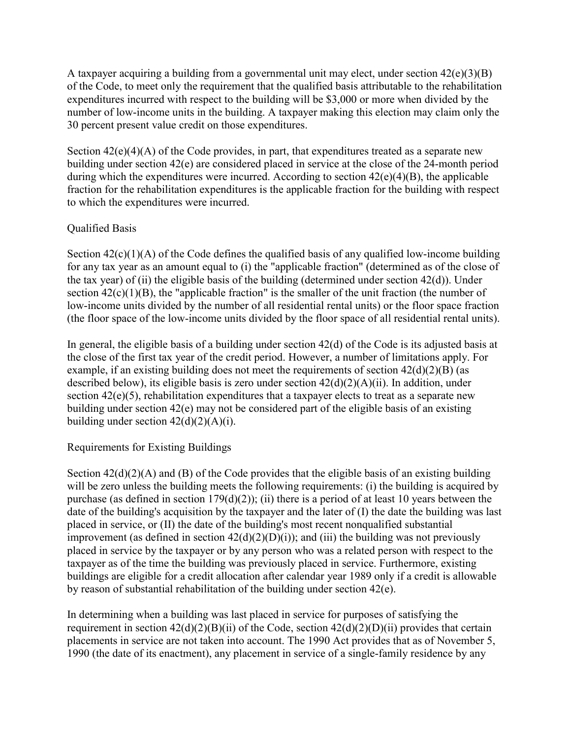A taxpayer acquiring a building from a governmental unit may elect, under section 42(e)(3)(B) of the Code, to meet only the requirement that the qualified basis attributable to the rehabilitation expenditures incurred with respect to the building will be $3,000 or more when divided by the number of low-income units in the building. A taxpayer making this election may claim only the 30 percent present value credit on those expenditures.

Section 42(e)(4)(A) of the Code provides, in part, that expenditures treated as a separate new building under section 42(e) are considered placed in service at the close of the 24-month period during which the expenditures were incurred. According to section 42(e)(4)(B), the applicable fraction for the rehabilitation expenditures is the applicable fraction for the building with respect to which the expenditures were incurred.

Qualified Basis

Section 42(c)(1)(A) of the Code defines the qualified basis of any qualified low-income building for any tax year as an amount equal to (i) the "applicable fraction" (determined as of the close of the tax year) of (ii) the eligible basis of the building (determined under section 42(d)). Under section 42(c)(1)(B), the "applicable fraction" is the smaller of the unit fraction (the number of low-income units divided by the number of all residential rental units) or the floor space fraction (the floor space of the low-income units divided by the floor space of all residential rental units).

In general, the eligible basis of a building under section 42(d) of the Code is its adjusted basis at the close of the first tax year of the credit period. However, a number of limitations apply. For example, if an existing building does not meet the requirements of section 42(d)(2)(B) (as described below), its eligible basis is zero under section 42(d)(2)(A)(ii). In addition, under section 42(e)(5), rehabilitation expenditures that a taxpayer elects to treat as a separate new building under section 42(e) may not be considered part of the eligible basis of an existing building under section 42(d)(2)(A)(i).

Requirements for Existing Buildings

Section 42(d)(2)(A) and (B) of the Code provides that the eligible basis of an existing building will be zero unless the building meets the following requirements: (i) the building is acquired by purchase (as defined in section 179(d)(2)); (ii) there is a period of at least 10 years between the date of the building's acquisition by the taxpayer and the later of (I) the date the building was last placed in service, or (II) the date of the building's most recent nonqualified substantial improvement (as defined in section 42(d)(2)(D)(i)); and (iii) the building was not previously placed in service by the taxpayer or by any person who was a related person with respect to the taxpayer as of the time the building was previously placed in service. Furthermore, existing buildings are eligible for a credit allocation after calendar year 1989 only if a credit is allowable by reason of substantial rehabilitation of the building under section 42(e).

In determining when a building was last placed in service for purposes of satisfying the requirement in section 42(d)(2)(B)(ii) of the Code, section 42(d)(2)(D)(ii) provides that certain placements in service are not taken into account. The 1990 Act provides that as of November 5, 1990 (the date of its enactment), any placement in service of a single-family residence by any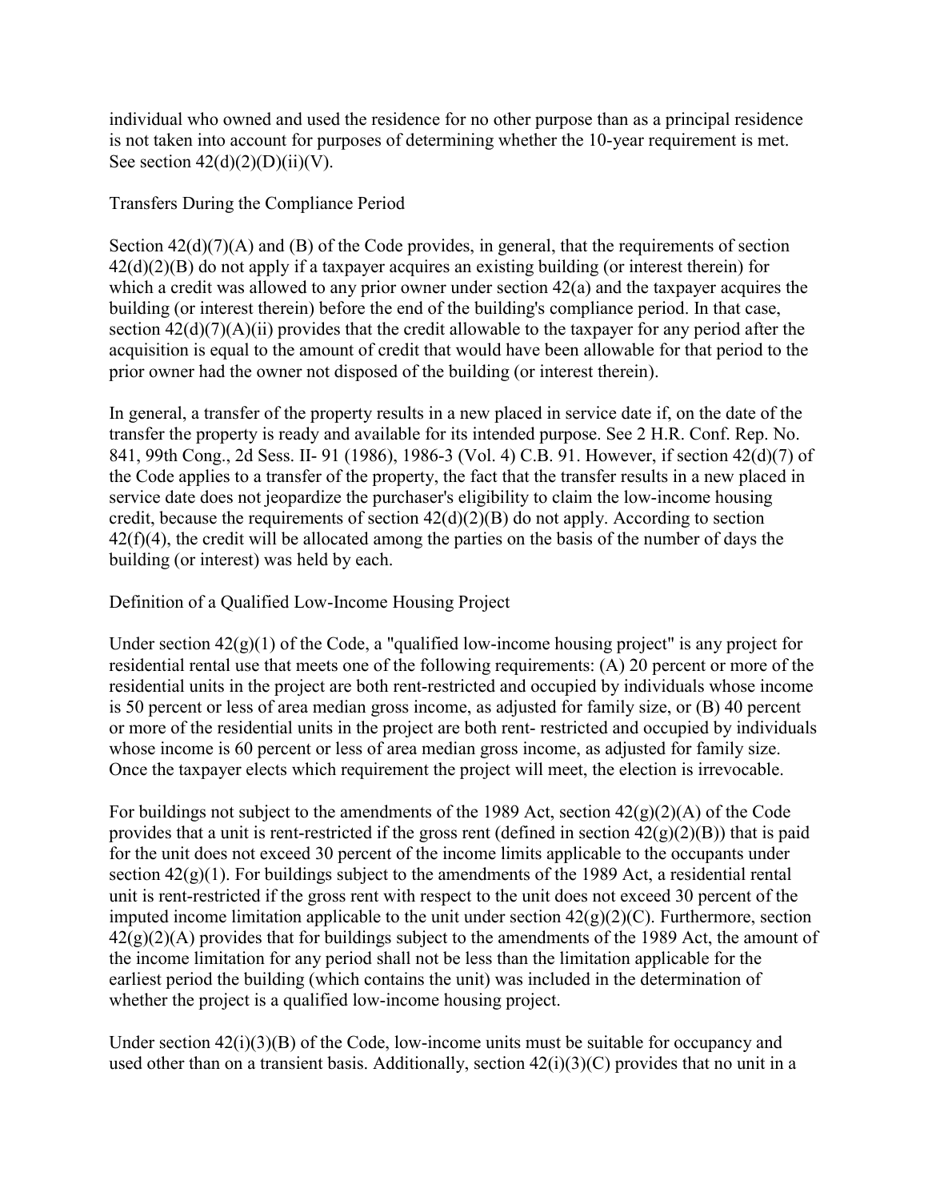individual who owned and used the residence for no other purpose than as a principal residence is not taken into account for purposes of determining whether the 10-year requirement is met. See section 42(d)(2)(D)(ii)(V).

Transfers During the Compliance Period

Section 42(d)(7)(A) and (B) of the Code provides, in general, that the requirements of section 42(d)(2)(B) do not apply if a taxpayer acquires an existing building (or interest therein) for which a credit was allowed to any prior owner under section 42(a) and the taxpayer acquires the building (or interest therein) before the end of the building's compliance period. In that case, section 42(d)(7)(A)(ii) provides that the credit allowable to the taxpayer for any period after the acquisition is equal to the amount of credit that would have been allowable for that period to the prior owner had the owner not disposed of the building (or interest therein).

In general, a transfer of the property results in a new placed in service date if, on the date of the transfer the property is ready and available for its intended purpose. See 2 H.R. Conf. Rep. No. 841, 99th Cong., 2d Sess. II- 91 (1986), 1986-3 (Vol. 4) C.B. 91. However, if section 42(d)(7) of the Code applies to a transfer of the property, the fact that the transfer results in a new placed in service date does not jeopardize the purchaser's eligibility to claim the low-income housing credit, because the requirements of section 42(d)(2)(B) do not apply. According to section 42(f)(4), the credit will be allocated among the parties on the basis of the number of days the building (or interest) was held by each.

Definition of a Qualified Low-Income Housing Project

Under section 42(g)(1) of the Code, a "qualified low-income housing project" is any project for residential rental use that meets one of the following requirements: (A) 20 percent or more of the residential units in the project are both rent-restricted and occupied by individuals whose income is 50 percent or less of area median gross income, as adjusted for family size, or (B) 40 percent or more of the residential units in the project are both rent- restricted and occupied by individuals whose income is 60 percent or less of area median gross income, as adjusted for family size. Once the taxpayer elects which requirement the project will meet, the election is irrevocable.

For buildings not subject to the amendments of the 1989 Act, section 42(g)(2)(A) of the Code provides that a unit is rent-restricted if the gross rent (defined in section 42(g)(2)(B)) that is paid for the unit does not exceed 30 percent of the income limits applicable to the occupants under section 42(g)(1). For buildings subject to the amendments of the 1989 Act, a residential rental unit is rent-restricted if the gross rent with respect to the unit does not exceed 30 percent of the imputed income limitation applicable to the unit under section 42(g)(2)(C). Furthermore, section 42(g)(2)(A) provides that for buildings subject to the amendments of the 1989 Act, the amount of the income limitation for any period shall not be less than the limitation applicable for the earliest period the building (which contains the unit) was included in the determination of whether the project is a qualified low-income housing project.

Under section 42(i)(3)(B) of the Code, low-income units must be suitable for occupancy and used other than on a transient basis. Additionally, section 42(i)(3)(C) provides that no unit in a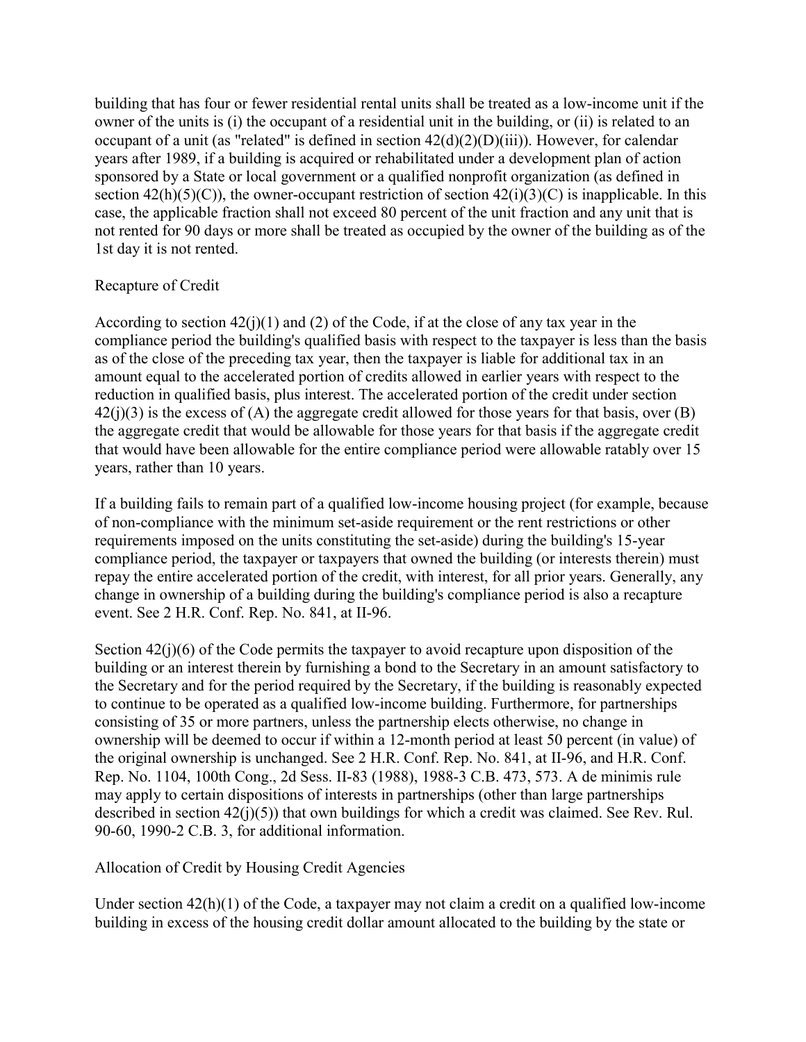building that has four or fewer residential rental units shall be treated as a low-income unit if the owner of the units is (i) the occupant of a residential unit in the building, or (ii) is related to an occupant of a unit (as "related" is defined in section 42(d)(2)(D)(iii)). However, for calendar years after 1989, if a building is acquired or rehabilitated under a development plan of action sponsored by a State or local government or a qualified nonprofit organization (as defined in section 42(h)(5)(C)), the owner-occupant restriction of section 42(i)(3)(C) is inapplicable. In this case, the applicable fraction shall not exceed 80 percent of the unit fraction and any unit that is not rented for 90 days or more shall be treated as occupied by the owner of the building as of the 1st day it is not rented.

## Recapture of Credit

According to section 42(j)(1) and (2) of the Code, if at the close of any tax year in the compliance period the building's qualified basis with respect to the taxpayer is less than the basis as of the close of the preceding tax year, then the taxpayer is liable for additional tax in an amount equal to the accelerated portion of credits allowed in earlier years with respect to the reduction in qualified basis, plus interest. The accelerated portion of the credit under section 42(j)(3) is the excess of (A) the aggregate credit allowed for those years for that basis, over (B) the aggregate credit that would be allowable for those years for that basis if the aggregate credit that would have been allowable for the entire compliance period were allowable ratably over 15 years, rather than 10 years.

If a building fails to remain part of a qualified low-income housing project (for example, because of non-compliance with the minimum set-aside requirement or the rent restrictions or other requirements imposed on the units constituting the set-aside) during the building's 15-year compliance period, the taxpayer or taxpayers that owned the building (or interests therein) must repay the entire accelerated portion of the credit, with interest, for all prior years. Generally, any change in ownership of a building during the building's compliance period is also a recapture event. See 2 H.R. Conf. Rep. No. 841, at II-96.

Section 42(j)(6) of the Code permits the taxpayer to avoid recapture upon disposition of the building or an interest therein by furnishing a bond to the Secretary in an amount satisfactory to the Secretary and for the period required by the Secretary, if the building is reasonably expected to continue to be operated as a qualified low-income building. Furthermore, for partnerships consisting of 35 or more partners, unless the partnership elects otherwise, no change in ownership will be deemed to occur if within a 12-month period at least 50 percent (in value) of the original ownership is unchanged. See 2 H.R. Conf. Rep. No. 841, at II-96, and H.R. Conf. Rep. No. 1104, 100th Cong., 2d Sess. II-83 (1988), 1988-3 C.B. 473, 573. A de minimis rule may apply to certain dispositions of interests in partnerships (other than large partnerships described in section 42(j)(5)) that own buildings for which a credit was claimed. See Rev. Rul. 90-60, 1990-2 C.B. 3, for additional information.

## Allocation of Credit by Housing Credit Agencies

Under section 42(h)(1) of the Code, a taxpayer may not claim a credit on a qualified low-income building in excess of the housing credit dollar amount allocated to the building by the state or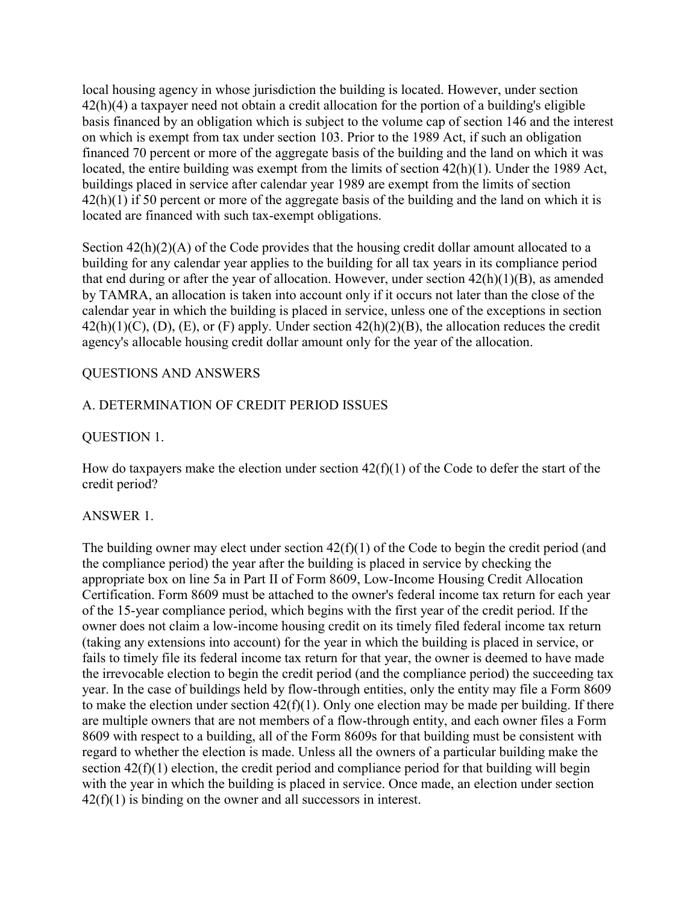local housing agency in whose jurisdiction the building is located. However, under section 42(h)(4) a taxpayer need not obtain a credit allocation for the portion of a building's eligible basis financed by an obligation which is subject to the volume cap of section 146 and the interest on which is exempt from tax under section 103. Prior to the 1989 Act, if such an obligation financed 70 percent or more of the aggregate basis of the building and the land on which it was located, the entire building was exempt from the limits of section 42(h)(1). Under the 1989 Act, buildings placed in service after calendar year 1989 are exempt from the limits of section 42(h)(1) if 50 percent or more of the aggregate basis of the building and the land on which it is located are financed with such tax-exempt obligations.

Section 42(h)(2)(A) of the Code provides that the housing credit dollar amount allocated to a building for any calendar year applies to the building for all tax years in its compliance period that end during or after the year of allocation. However, under section 42(h)(1)(B), as amended by TAMRA, an allocation is taken into account only if it occurs not later than the close of the calendar year in which the building is placed in service, unless one of the exceptions in section 42(h)(1)(C), (D), (E), or (F) apply. Under section 42(h)(2)(B), the allocation reduces the credit agency's allocable housing credit dollar amount only for the year of the allocation.

## QUESTIONS AND ANSWERS

### A. DETERMINATION OF CREDIT PERIOD ISSUES

#### QUESTION 1.

How do taxpayers make the election under section 42(f)(1) of the Code to defer the start of the credit period?

#### ANSWER 1.

The building owner may elect under section 42(f)(1) of the Code to begin the credit period (and the compliance period) the year after the building is placed in service by checking the appropriate box on line 5a in Part II of Form 8609, Low-Income Housing Credit Allocation Certification. Form 8609 must be attached to the owner's federal income tax return for each year of the 15-year compliance period, which begins with the first year of the credit period. If the owner does not claim a low-income housing credit on its timely filed federal income tax return (taking any extensions into account) for the year in which the building is placed in service, or fails to timely file its federal income tax return for that year, the owner is deemed to have made the irrevocable election to begin the credit period (and the compliance period) the succeeding tax year. In the case of buildings held by flow-through entities, only the entity may file a Form 8609 to make the election under section 42(f)(1). Only one election may be made per building. If there are multiple owners that are not members of a flow-through entity, and each owner files a Form 8609 with respect to a building, all of the Form 8609s for that building must be consistent with regard to whether the election is made. Unless all the owners of a particular building make the section 42(f)(1) election, the credit period and compliance period for that building will begin with the year in which the building is placed in service. Once made, an election under section 42(f)(1) is binding on the owner and all successors in interest.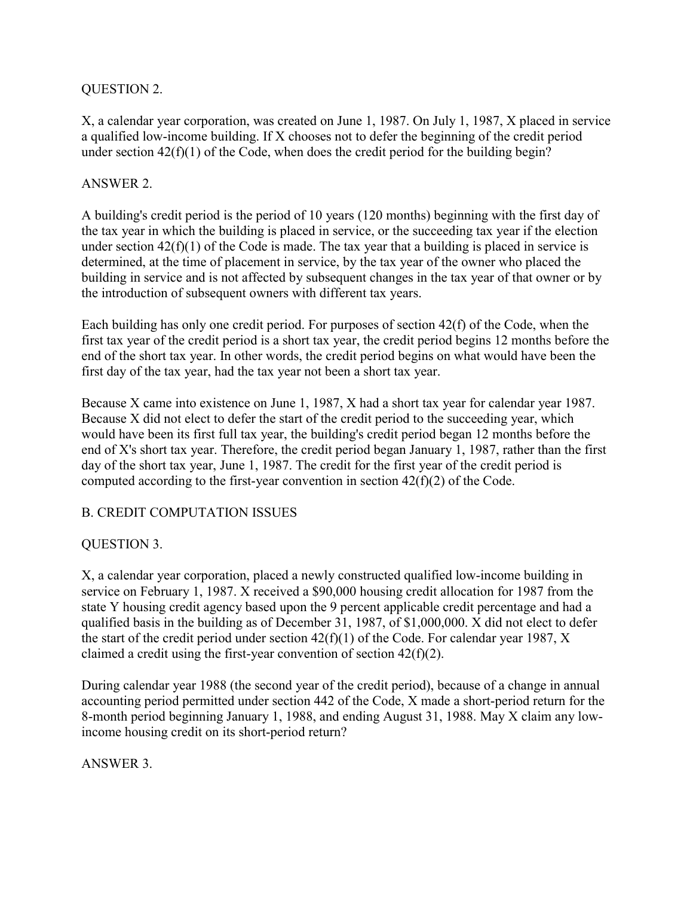QUESTION 2.

X, a calendar year corporation, was created on June 1, 1987. On July 1, 1987, X placed in service a qualified low-income building. If X chooses not to defer the beginning of the credit period under section 42(f)(1) of the Code, when does the credit period for the building begin?

ANSWER 2.

A building's credit period is the period of 10 years (120 months) beginning with the first day of the tax year in which the building is placed in service, or the succeeding tax year if the election under section 42(f)(1) of the Code is made. The tax year that a building is placed in service is determined, at the time of placement in service, by the tax year of the owner who placed the building in service and is not affected by subsequent changes in the tax year of that owner or by the introduction of subsequent owners with different tax years.

Each building has only one credit period. For purposes of section 42(f) of the Code, when the first tax year of the credit period is a short tax year, the credit period begins 12 months before the end of the short tax year. In other words, the credit period begins on what would have been the first day of the tax year, had the tax year not been a short tax year.

Because X came into existence on June 1, 1987, X had a short tax year for calendar year 1987. Because X did not elect to defer the start of the credit period to the succeeding year, which would have been its first full tax year, the building's credit period began 12 months before the end of X's short tax year. Therefore, the credit period began January 1, 1987, rather than the first day of the short tax year, June 1, 1987. The credit for the first year of the credit period is computed according to the first-year convention in section 42(f)(2) of the Code.

B. CREDIT COMPUTATION ISSUES

QUESTION 3.

X, a calendar year corporation, placed a newly constructed qualified low-income building in service on February 1, 1987. X received a $90,000 housing credit allocation for 1987 from the state Y housing credit agency based upon the 9 percent applicable credit percentage and had a qualified basis in the building as of December 31, 1987, of $1,000,000. X did not elect to defer the start of the credit period under section 42(f)(1) of the Code. For calendar year 1987, X claimed a credit using the first-year convention of section 42(f)(2).

During calendar year 1988 (the second year of the credit period), because of a change in annual accounting period permitted under section 442 of the Code, X made a short-period return for the 8-month period beginning January 1, 1988, and ending August 31, 1988. May X claim any low-income housing credit on its short-period return?

ANSWER 3.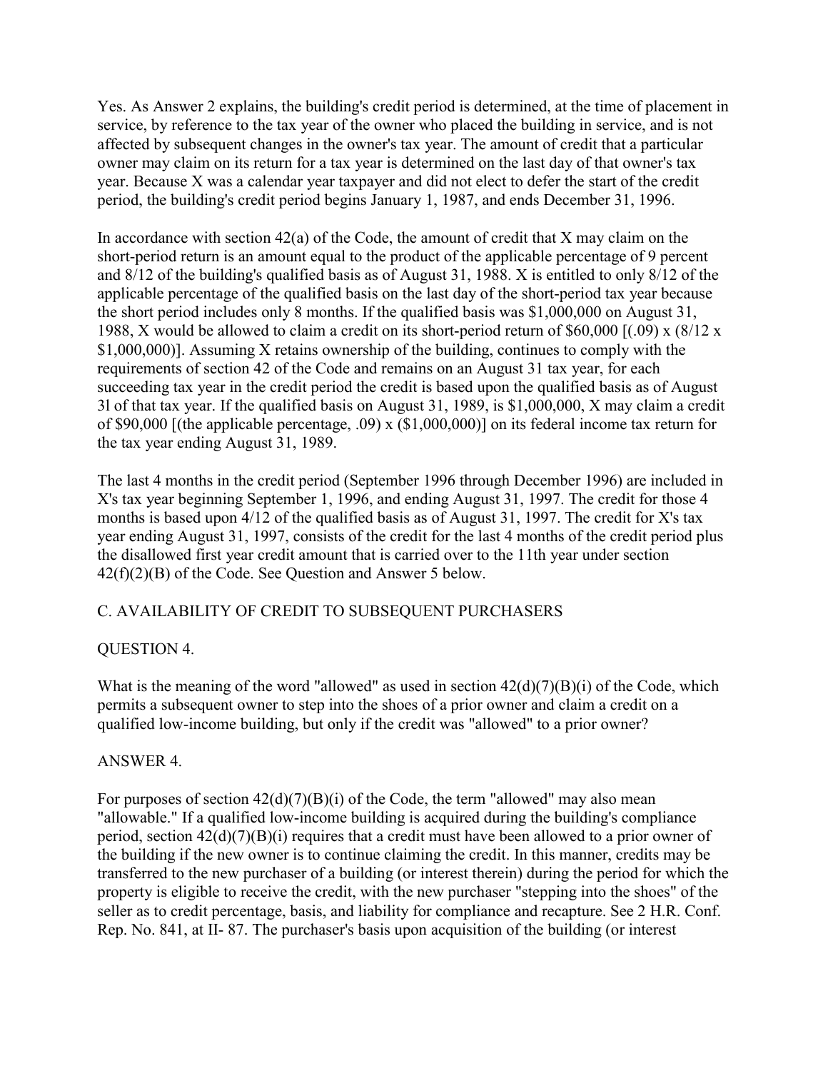Yes. As Answer 2 explains, the building's credit period is determined, at the time of placement in service, by reference to the tax year of the owner who placed the building in service, and is not affected by subsequent changes in the owner's tax year. The amount of credit that a particular owner may claim on its return for a tax year is determined on the last day of that owner's tax year. Because X was a calendar year taxpayer and did not elect to defer the start of the credit period, the building's credit period begins January 1, 1987, and ends December 31, 1996.

In accordance with section 42(a) of the Code, the amount of credit that X may claim on the short-period return is an amount equal to the product of the applicable percentage of 9 percent and 8/12 of the building's qualified basis as of August 31, 1988. X is entitled to only 8/12 of the applicable percentage of the qualified basis on the last day of the short-period tax year because the short period includes only 8 months. If the qualified basis was $1,000,000 on August 31, 1988, X would be allowed to claim a credit on its short-period return of $60,000 [(.09) x (8/12 x $1,000,000)]. Assuming X retains ownership of the building, continues to comply with the requirements of section 42 of the Code and remains on an August 31 tax year, for each succeeding tax year in the credit period the credit is based upon the qualified basis as of August 3l of that tax year. If the qualified basis on August 31, 1989, is $1,000,000, X may claim a credit of $90,000 [(the applicable percentage, .09) x ($1,000,000)] on its federal income tax return for the tax year ending August 31, 1989.

The last 4 months in the credit period (September 1996 through December 1996) are included in X's tax year beginning September 1, 1996, and ending August 31, 1997. The credit for those 4 months is based upon 4/12 of the qualified basis as of August 31, 1997. The credit for X's tax year ending August 31, 1997, consists of the credit for the last 4 months of the credit period plus the disallowed first year credit amount that is carried over to the 11th year under section 42(f)(2)(B) of the Code. See Question and Answer 5 below.

## C. AVAILABILITY OF CREDIT TO SUBSEQUENT PURCHASERS

### QUESTION 4.

What is the meaning of the word "allowed" as used in section 42(d)(7)(B)(i) of the Code, which permits a subsequent owner to step into the shoes of a prior owner and claim a credit on a qualified low-income building, but only if the credit was "allowed" to a prior owner?

### ANSWER 4.

For purposes of section 42(d)(7)(B)(i) of the Code, the term "allowed" may also mean "allowable." If a qualified low-income building is acquired during the building's compliance period, section 42(d)(7)(B)(i) requires that a credit must have been allowed to a prior owner of the building if the new owner is to continue claiming the credit. In this manner, credits may be transferred to the new purchaser of a building (or interest therein) during the period for which the property is eligible to receive the credit, with the new purchaser "stepping into the shoes" of the seller as to credit percentage, basis, and liability for compliance and recapture. See 2 H.R. Conf. Rep. No. 841, at II- 87. The purchaser's basis upon acquisition of the building (or interest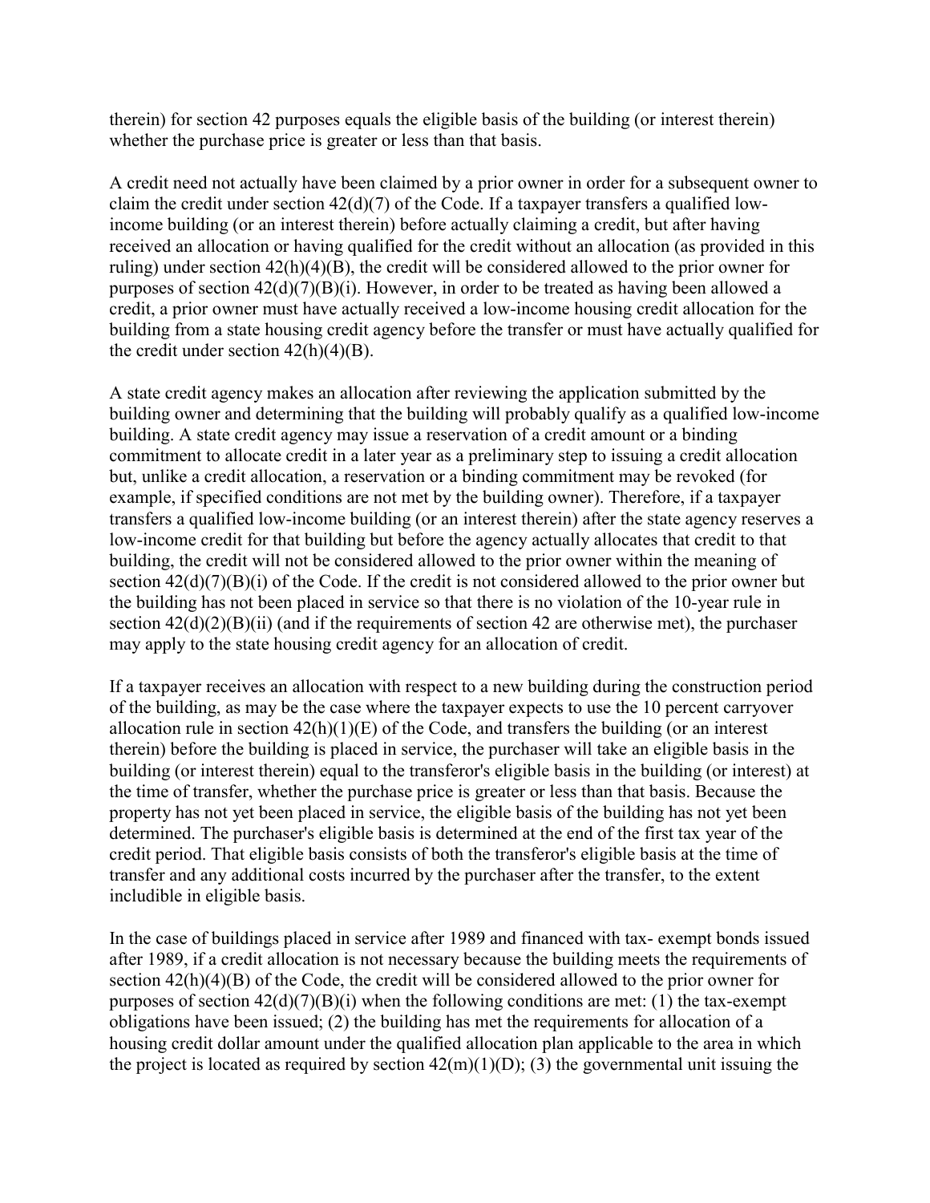therein) for section 42 purposes equals the eligible basis of the building (or interest therein) whether the purchase price is greater or less than that basis.

A credit need not actually have been claimed by a prior owner in order for a subsequent owner to claim the credit under section 42(d)(7) of the Code. If a taxpayer transfers a qualified low-income building (or an interest therein) before actually claiming a credit, but after having received an allocation or having qualified for the credit without an allocation (as provided in this ruling) under section 42(h)(4)(B), the credit will be considered allowed to the prior owner for purposes of section 42(d)(7)(B)(i). However, in order to be treated as having been allowed a credit, a prior owner must have actually received a low-income housing credit allocation for the building from a state housing credit agency before the transfer or must have actually qualified for the credit under section 42(h)(4)(B).

A state credit agency makes an allocation after reviewing the application submitted by the building owner and determining that the building will probably qualify as a qualified low-income building. A state credit agency may issue a reservation of a credit amount or a binding commitment to allocate credit in a later year as a preliminary step to issuing a credit allocation but, unlike a credit allocation, a reservation or a binding commitment may be revoked (for example, if specified conditions are not met by the building owner). Therefore, if a taxpayer transfers a qualified low-income building (or an interest therein) after the state agency reserves a low-income credit for that building but before the agency actually allocates that credit to that building, the credit will not be considered allowed to the prior owner within the meaning of section 42(d)(7)(B)(i) of the Code. If the credit is not considered allowed to the prior owner but the building has not been placed in service so that there is no violation of the 10-year rule in section 42(d)(2)(B)(ii) (and if the requirements of section 42 are otherwise met), the purchaser may apply to the state housing credit agency for an allocation of credit.

If a taxpayer receives an allocation with respect to a new building during the construction period of the building, as may be the case where the taxpayer expects to use the 10 percent carryover allocation rule in section 42(h)(1)(E) of the Code, and transfers the building (or an interest therein) before the building is placed in service, the purchaser will take an eligible basis in the building (or interest therein) equal to the transferor's eligible basis in the building (or interest) at the time of transfer, whether the purchase price is greater or less than that basis. Because the property has not yet been placed in service, the eligible basis of the building has not yet been determined. The purchaser's eligible basis is determined at the end of the first tax year of the credit period. That eligible basis consists of both the transferor's eligible basis at the time of transfer and any additional costs incurred by the purchaser after the transfer, to the extent includible in eligible basis.

In the case of buildings placed in service after 1989 and financed with tax- exempt bonds issued after 1989, if a credit allocation is not necessary because the building meets the requirements of section 42(h)(4)(B) of the Code, the credit will be considered allowed to the prior owner for purposes of section 42(d)(7)(B)(i) when the following conditions are met: (1) the tax-exempt obligations have been issued; (2) the building has met the requirements for allocation of a housing credit dollar amount under the qualified allocation plan applicable to the area in which the project is located as required by section 42(m)(1)(D); (3) the governmental unit issuing the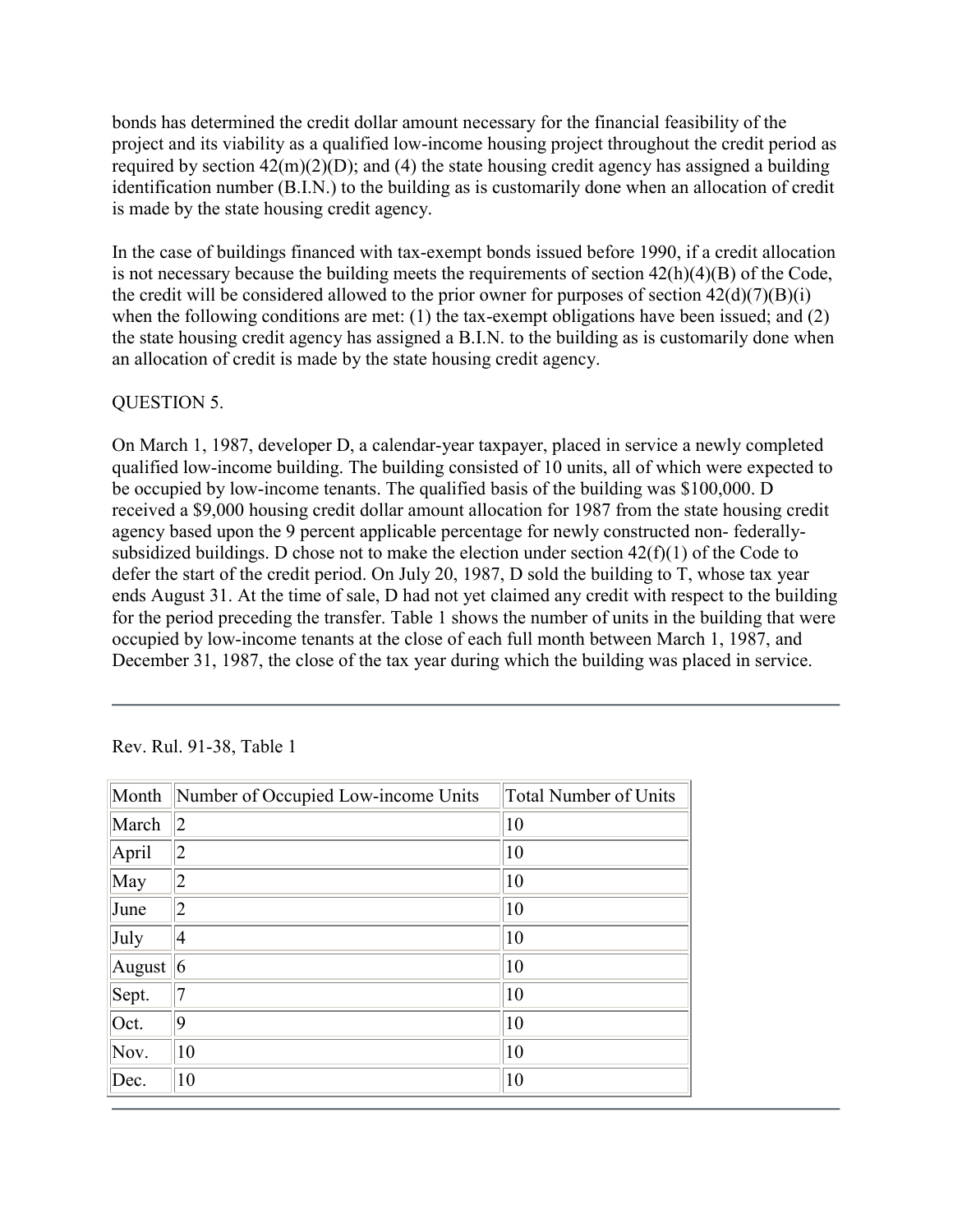bonds has determined the credit dollar amount necessary for the financial feasibility of the project and its viability as a qualified low-income housing project throughout the credit period as required by section 42(m)(2)(D); and (4) the state housing credit agency has assigned a building identification number (B.I.N.) to the building as is customarily done when an allocation of credit is made by the state housing credit agency.

In the case of buildings financed with tax-exempt bonds issued before 1990, if a credit allocation is not necessary because the building meets the requirements of section 42(h)(4)(B) of the Code, the credit will be considered allowed to the prior owner for purposes of section 42(d)(7)(B)(i) when the following conditions are met: (1) the tax-exempt obligations have been issued; and (2) the state housing credit agency has assigned a B.I.N. to the building as is customarily done when an allocation of credit is made by the state housing credit agency.

QUESTION 5.

On March 1, 1987, developer D, a calendar-year taxpayer, placed in service a newly completed qualified low-income building. The building consisted of 10 units, all of which were expected to be occupied by low-income tenants. The qualified basis of the building was $100,000. D received a $9,000 housing credit dollar amount allocation for 1987 from the state housing credit agency based upon the 9 percent applicable percentage for newly constructed non- federally-subsidized buildings. D chose not to make the election under section 42(f)(1) of the Code to defer the start of the credit period. On July 20, 1987, D sold the building to T, whose tax year ends August 31. At the time of sale, D had not yet claimed any credit with respect to the building for the period preceding the transfer. Table 1 shows the number of units in the building that were occupied by low-income tenants at the close of each full month between March 1, 1987, and December 31, 1987, the close of the tax year during which the building was placed in service.

Rev. Rul. 91-38, Table 1

| Month | Number of Occupied Low-income Units | Total Number of Units |
|---|---|---|
| March | 2 | 10 |
| April | 2 | 10 |
| May | 2 | 10 |
| June | 2 | 10 |
| July | 4 | 10 |
| August | 6 | 10 |
| Sept. | 7 | 10 |
| Oct. | 9 | 10 |
| Nov. | 10 | 10 |
| Dec. | 10 | 10 |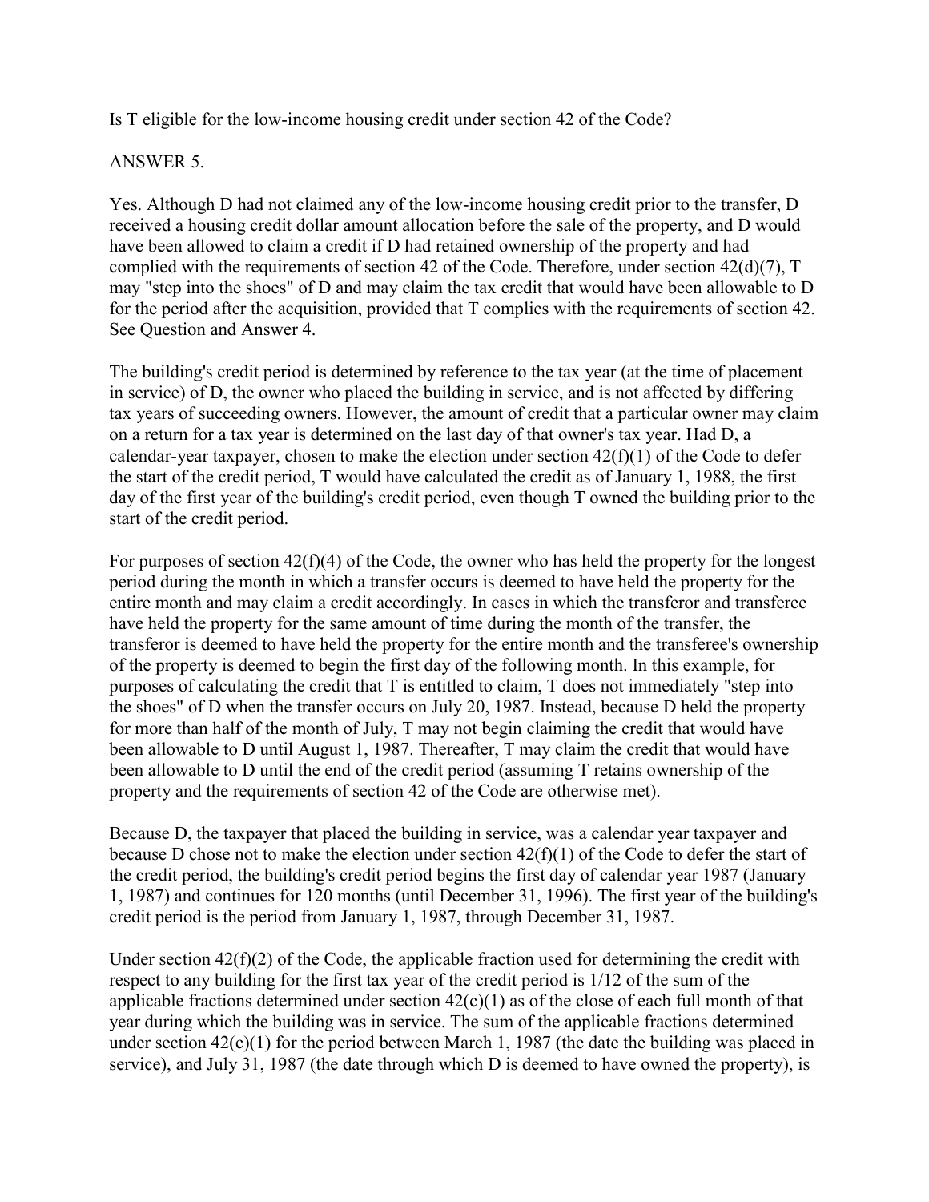Is T eligible for the low-income housing credit under section 42 of the Code?

ANSWER 5.

Yes. Although D had not claimed any of the low-income housing credit prior to the transfer, D received a housing credit dollar amount allocation before the sale of the property, and D would have been allowed to claim a credit if D had retained ownership of the property and had complied with the requirements of section 42 of the Code. Therefore, under section 42(d)(7), T may "step into the shoes" of D and may claim the tax credit that would have been allowable to D for the period after the acquisition, provided that T complies with the requirements of section 42. See Question and Answer 4.

The building's credit period is determined by reference to the tax year (at the time of placement in service) of D, the owner who placed the building in service, and is not affected by differing tax years of succeeding owners. However, the amount of credit that a particular owner may claim on a return for a tax year is determined on the last day of that owner's tax year. Had D, a calendar-year taxpayer, chosen to make the election under section 42(f)(1) of the Code to defer the start of the credit period, T would have calculated the credit as of January 1, 1988, the first day of the first year of the building's credit period, even though T owned the building prior to the start of the credit period.

For purposes of section 42(f)(4) of the Code, the owner who has held the property for the longest period during the month in which a transfer occurs is deemed to have held the property for the entire month and may claim a credit accordingly. In cases in which the transferor and transferee have held the property for the same amount of time during the month of the transfer, the transferor is deemed to have held the property for the entire month and the transferee's ownership of the property is deemed to begin the first day of the following month. In this example, for purposes of calculating the credit that T is entitled to claim, T does not immediately "step into the shoes" of D when the transfer occurs on July 20, 1987. Instead, because D held the property for more than half of the month of July, T may not begin claiming the credit that would have been allowable to D until August 1, 1987. Thereafter, T may claim the credit that would have been allowable to D until the end of the credit period (assuming T retains ownership of the property and the requirements of section 42 of the Code are otherwise met).

Because D, the taxpayer that placed the building in service, was a calendar year taxpayer and because D chose not to make the election under section 42(f)(1) of the Code to defer the start of the credit period, the building's credit period begins the first day of calendar year 1987 (January 1, 1987) and continues for 120 months (until December 31, 1996). The first year of the building's credit period is the period from January 1, 1987, through December 31, 1987.

Under section 42(f)(2) of the Code, the applicable fraction used for determining the credit with respect to any building for the first tax year of the credit period is 1/12 of the sum of the applicable fractions determined under section 42(c)(1) as of the close of each full month of that year during which the building was in service. The sum of the applicable fractions determined under section 42(c)(1) for the period between March 1, 1987 (the date the building was placed in service), and July 31, 1987 (the date through which D is deemed to have owned the property), is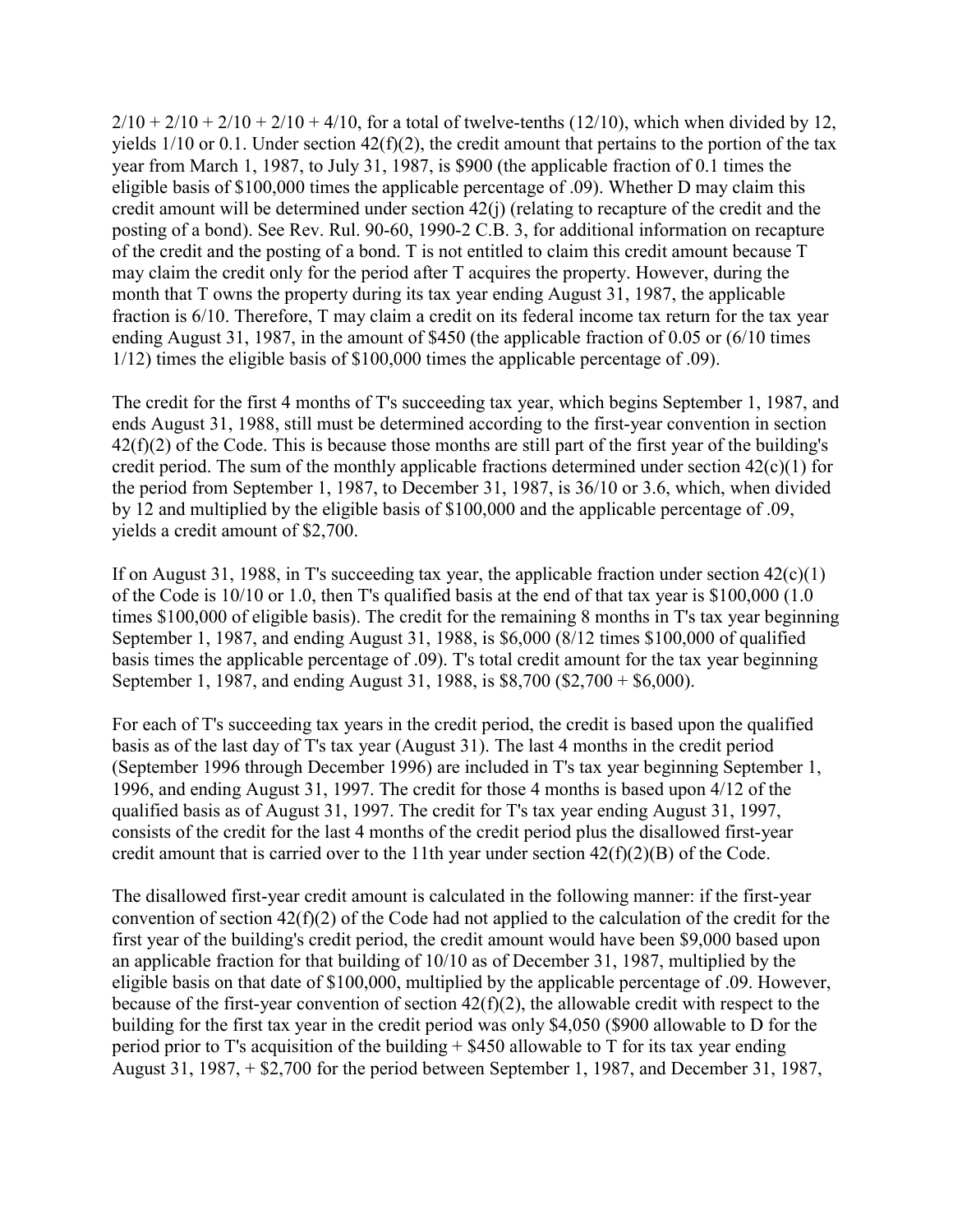2/10 + 2/10 + 2/10 + 2/10 + 4/10, for a total of twelve-tenths (12/10), which when divided by 12, yields 1/10 or 0.1. Under section 42(f)(2), the credit amount that pertains to the portion of the tax year from March 1, 1987, to July 31, 1987, is $900 (the applicable fraction of 0.1 times the eligible basis of $100,000 times the applicable percentage of .09). Whether D may claim this credit amount will be determined under section 42(j) (relating to recapture of the credit and the posting of a bond). See Rev. Rul. 90-60, 1990-2 C.B. 3, for additional information on recapture of the credit and the posting of a bond. T is not entitled to claim this credit amount because T may claim the credit only for the period after T acquires the property. However, during the month that T owns the property during its tax year ending August 31, 1987, the applicable fraction is 6/10. Therefore, T may claim a credit on its federal income tax return for the tax year ending August 31, 1987, in the amount of $450 (the applicable fraction of 0.05 or (6/10 times 1/12) times the eligible basis of $100,000 times the applicable percentage of .09).

The credit for the first 4 months of T's succeeding tax year, which begins September 1, 1987, and ends August 31, 1988, still must be determined according to the first-year convention in section 42(f)(2) of the Code. This is because those months are still part of the first year of the building's credit period. The sum of the monthly applicable fractions determined under section 42(c)(1) for the period from September 1, 1987, to December 31, 1987, is 36/10 or 3.6, which, when divided by 12 and multiplied by the eligible basis of $100,000 and the applicable percentage of .09, yields a credit amount of $2,700.

If on August 31, 1988, in T's succeeding tax year, the applicable fraction under section 42(c)(1) of the Code is 10/10 or 1.0, then T's qualified basis at the end of that tax year is $100,000 (1.0 times $100,000 of eligible basis). The credit for the remaining 8 months in T's tax year beginning September 1, 1987, and ending August 31, 1988, is $6,000 (8/12 times $100,000 of qualified basis times the applicable percentage of .09). T's total credit amount for the tax year beginning September 1, 1987, and ending August 31, 1988, is $8,700 ($2,700 + $6,000).

For each of T's succeeding tax years in the credit period, the credit is based upon the qualified basis as of the last day of T's tax year (August 31). The last 4 months in the credit period (September 1996 through December 1996) are included in T's tax year beginning September 1, 1996, and ending August 31, 1997. The credit for those 4 months is based upon 4/12 of the qualified basis as of August 31, 1997. The credit for T's tax year ending August 31, 1997, consists of the credit for the last 4 months of the credit period plus the disallowed first-year credit amount that is carried over to the 11th year under section 42(f)(2)(B) of the Code.

The disallowed first-year credit amount is calculated in the following manner: if the first-year convention of section 42(f)(2) of the Code had not applied to the calculation of the credit for the first year of the building's credit period, the credit amount would have been $9,000 based upon an applicable fraction for that building of 10/10 as of December 31, 1987, multiplied by the eligible basis on that date of $100,000, multiplied by the applicable percentage of .09. However, because of the first-year convention of section 42(f)(2), the allowable credit with respect to the building for the first tax year in the credit period was only $4,050 ($900 allowable to D for the period prior to T's acquisition of the building + $450 allowable to T for its tax year ending August 31, 1987, + $2,700 for the period between September 1, 1987, and December 31, 1987,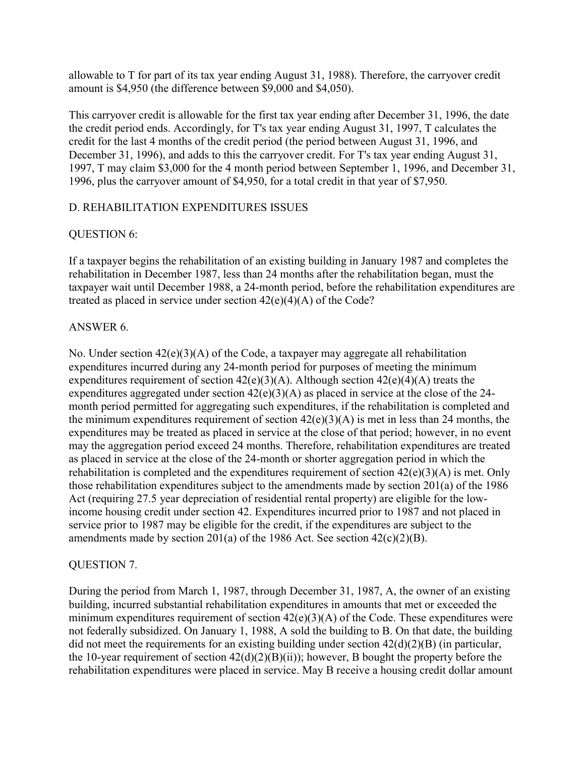allowable to T for part of its tax year ending August 31, 1988). Therefore, the carryover credit amount is $4,950 (the difference between $9,000 and $4,050).

This carryover credit is allowable for the first tax year ending after December 31, 1996, the date the credit period ends. Accordingly, for T's tax year ending August 31, 1997, T calculates the credit for the last 4 months of the credit period (the period between August 31, 1996, and December 31, 1996), and adds to this the carryover credit. For T's tax year ending August 31, 1997, T may claim $3,000 for the 4 month period between September 1, 1996, and December 31, 1996, plus the carryover amount of $4,950, for a total credit in that year of $7,950.

## D. REHABILITATION EXPENDITURES ISSUES

### QUESTION 6:

If a taxpayer begins the rehabilitation of an existing building in January 1987 and completes the rehabilitation in December 1987, less than 24 months after the rehabilitation began, must the taxpayer wait until December 1988, a 24-month period, before the rehabilitation expenditures are treated as placed in service under section 42(e)(4)(A) of the Code?

### ANSWER 6.

No. Under section 42(e)(3)(A) of the Code, a taxpayer may aggregate all rehabilitation expenditures incurred during any 24-month period for purposes of meeting the minimum expenditures requirement of section 42(e)(3)(A). Although section 42(e)(4)(A) treats the expenditures aggregated under section 42(e)(3)(A) as placed in service at the close of the 24-month period permitted for aggregating such expenditures, if the rehabilitation is completed and the minimum expenditures requirement of section 42(e)(3)(A) is met in less than 24 months, the expenditures may be treated as placed in service at the close of that period; however, in no event may the aggregation period exceed 24 months. Therefore, rehabilitation expenditures are treated as placed in service at the close of the 24-month or shorter aggregation period in which the rehabilitation is completed and the expenditures requirement of section 42(e)(3)(A) is met. Only those rehabilitation expenditures subject to the amendments made by section 201(a) of the 1986 Act (requiring 27.5 year depreciation of residential rental property) are eligible for the low-income housing credit under section 42. Expenditures incurred prior to 1987 and not placed in service prior to 1987 may be eligible for the credit, if the expenditures are subject to the amendments made by section 201(a) of the 1986 Act. See section 42(c)(2)(B).

### QUESTION 7.

During the period from March 1, 1987, through December 31, 1987, A, the owner of an existing building, incurred substantial rehabilitation expenditures in amounts that met or exceeded the minimum expenditures requirement of section 42(e)(3)(A) of the Code. These expenditures were not federally subsidized. On January 1, 1988, A sold the building to B. On that date, the building did not meet the requirements for an existing building under section 42(d)(2)(B) (in particular, the 10-year requirement of section 42(d)(2)(B)(ii)); however, B bought the property before the rehabilitation expenditures were placed in service. May B receive a housing credit dollar amount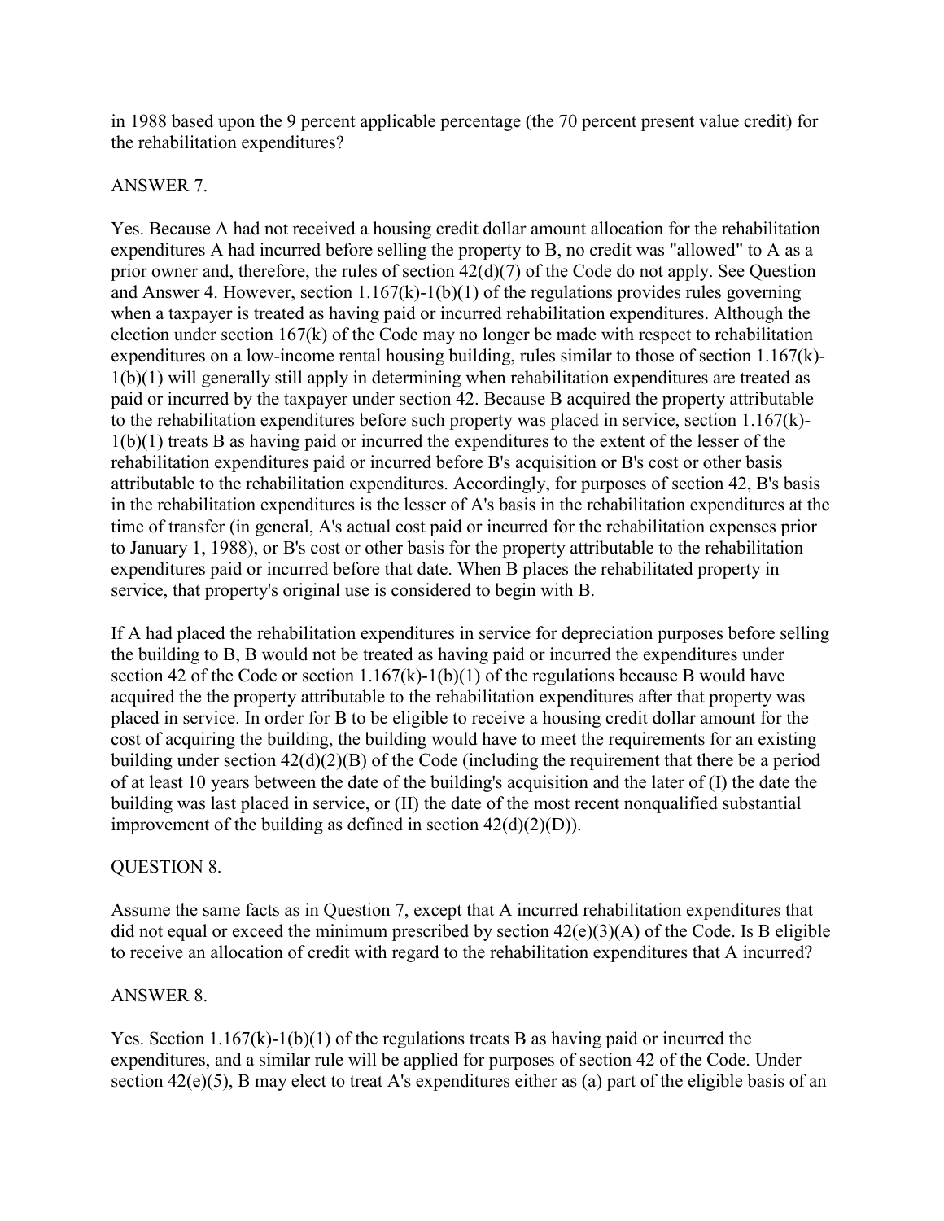in 1988 based upon the 9 percent applicable percentage (the 70 percent present value credit) for the rehabilitation expenditures?

ANSWER 7.

Yes. Because A had not received a housing credit dollar amount allocation for the rehabilitation expenditures A had incurred before selling the property to B, no credit was "allowed" to A as a prior owner and, therefore, the rules of section 42(d)(7) of the Code do not apply. See Question and Answer 4. However, section 1.167(k)-1(b)(1) of the regulations provides rules governing when a taxpayer is treated as having paid or incurred rehabilitation expenditures. Although the election under section 167(k) of the Code may no longer be made with respect to rehabilitation expenditures on a low-income rental housing building, rules similar to those of section 1.167(k)-1(b)(1) will generally still apply in determining when rehabilitation expenditures are treated as paid or incurred by the taxpayer under section 42. Because B acquired the property attributable to the rehabilitation expenditures before such property was placed in service, section 1.167(k)-1(b)(1) treats B as having paid or incurred the expenditures to the extent of the lesser of the rehabilitation expenditures paid or incurred before B's acquisition or B's cost or other basis attributable to the rehabilitation expenditures. Accordingly, for purposes of section 42, B's basis in the rehabilitation expenditures is the lesser of A's basis in the rehabilitation expenditures at the time of transfer (in general, A's actual cost paid or incurred for the rehabilitation expenses prior to January 1, 1988), or B's cost or other basis for the property attributable to the rehabilitation expenditures paid or incurred before that date. When B places the rehabilitated property in service, that property's original use is considered to begin with B.

If A had placed the rehabilitation expenditures in service for depreciation purposes before selling the building to B, B would not be treated as having paid or incurred the expenditures under section 42 of the Code or section 1.167(k)-1(b)(1) of the regulations because B would have acquired the the property attributable to the rehabilitation expenditures after that property was placed in service. In order for B to be eligible to receive a housing credit dollar amount for the cost of acquiring the building, the building would have to meet the requirements for an existing building under section 42(d)(2)(B) of the Code (including the requirement that there be a period of at least 10 years between the date of the building's acquisition and the later of (I) the date the building was last placed in service, or (II) the date of the most recent nonqualified substantial improvement of the building as defined in section 42(d)(2)(D)).

QUESTION 8.

Assume the same facts as in Question 7, except that A incurred rehabilitation expenditures that did not equal or exceed the minimum prescribed by section 42(e)(3)(A) of the Code. Is B eligible to receive an allocation of credit with regard to the rehabilitation expenditures that A incurred?

ANSWER 8.

Yes. Section 1.167(k)-1(b)(1) of the regulations treats B as having paid or incurred the expenditures, and a similar rule will be applied for purposes of section 42 of the Code. Under section 42(e)(5), B may elect to treat A's expenditures either as (a) part of the eligible basis of an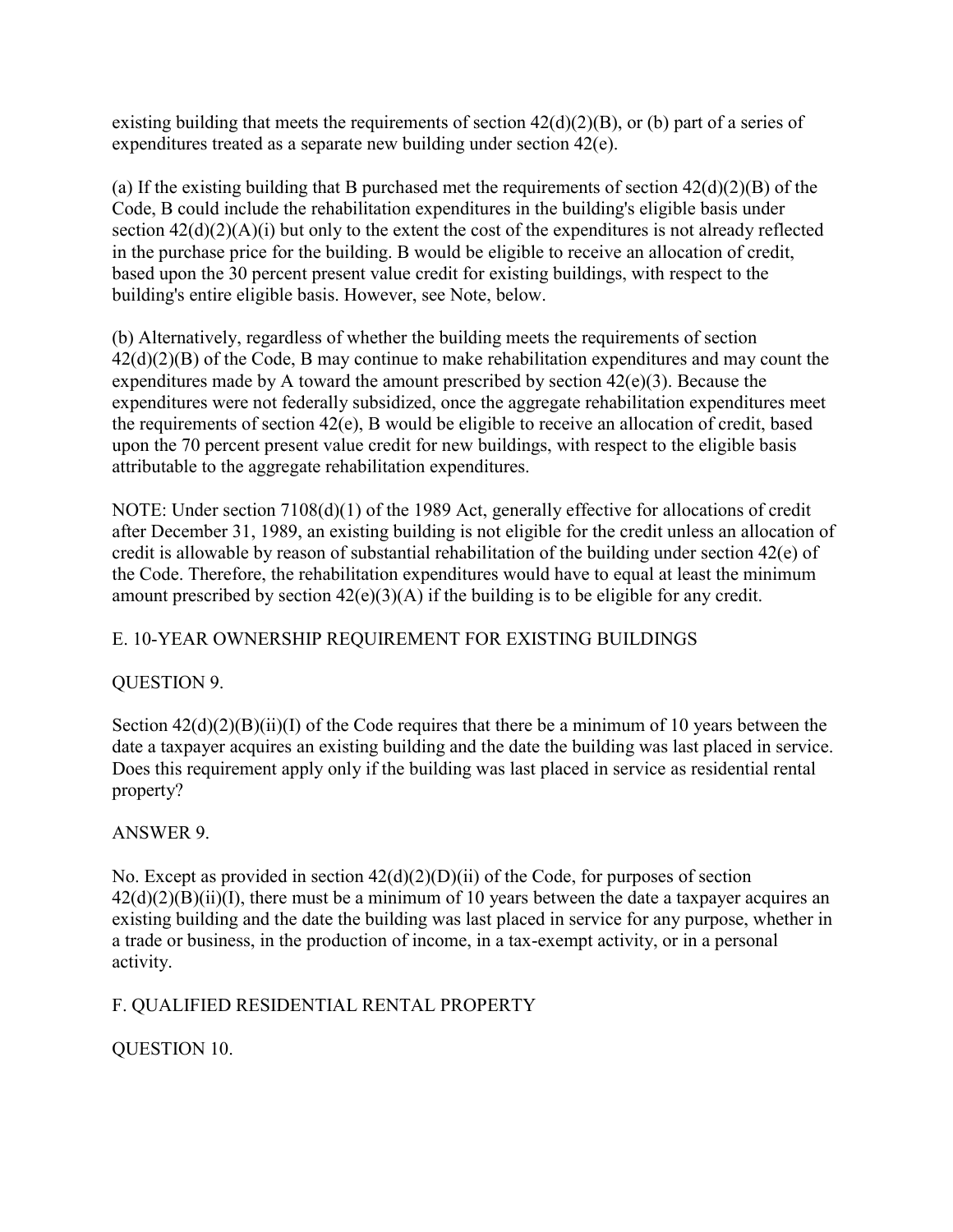existing building that meets the requirements of section 42(d)(2)(B), or (b) part of a series of expenditures treated as a separate new building under section 42(e).

(a) If the existing building that B purchased met the requirements of section 42(d)(2)(B) of the Code, B could include the rehabilitation expenditures in the building's eligible basis under section 42(d)(2)(A)(i) but only to the extent the cost of the expenditures is not already reflected in the purchase price for the building. B would be eligible to receive an allocation of credit, based upon the 30 percent present value credit for existing buildings, with respect to the building's entire eligible basis. However, see Note, below.

(b) Alternatively, regardless of whether the building meets the requirements of section 42(d)(2)(B) of the Code, B may continue to make rehabilitation expenditures and may count the expenditures made by A toward the amount prescribed by section 42(e)(3). Because the expenditures were not federally subsidized, once the aggregate rehabilitation expenditures meet the requirements of section 42(e), B would be eligible to receive an allocation of credit, based upon the 70 percent present value credit for new buildings, with respect to the eligible basis attributable to the aggregate rehabilitation expenditures.

NOTE: Under section 7108(d)(1) of the 1989 Act, generally effective for allocations of credit after December 31, 1989, an existing building is not eligible for the credit unless an allocation of credit is allowable by reason of substantial rehabilitation of the building under section 42(e) of the Code. Therefore, the rehabilitation expenditures would have to equal at least the minimum amount prescribed by section 42(e)(3)(A) if the building is to be eligible for any credit.

## E. 10-YEAR OWNERSHIP REQUIREMENT FOR EXISTING BUILDINGS

### QUESTION 9.

Section 42(d)(2)(B)(ii)(I) of the Code requires that there be a minimum of 10 years between the date a taxpayer acquires an existing building and the date the building was last placed in service. Does this requirement apply only if the building was last placed in service as residential rental property?

### ANSWER 9.

No. Except as provided in section 42(d)(2)(D)(ii) of the Code, for purposes of section 42(d)(2)(B)(ii)(I), there must be a minimum of 10 years between the date a taxpayer acquires an existing building and the date the building was last placed in service for any purpose, whether in a trade or business, in the production of income, in a tax-exempt activity, or in a personal activity.

## F. QUALIFIED RESIDENTIAL RENTAL PROPERTY

### QUESTION 10.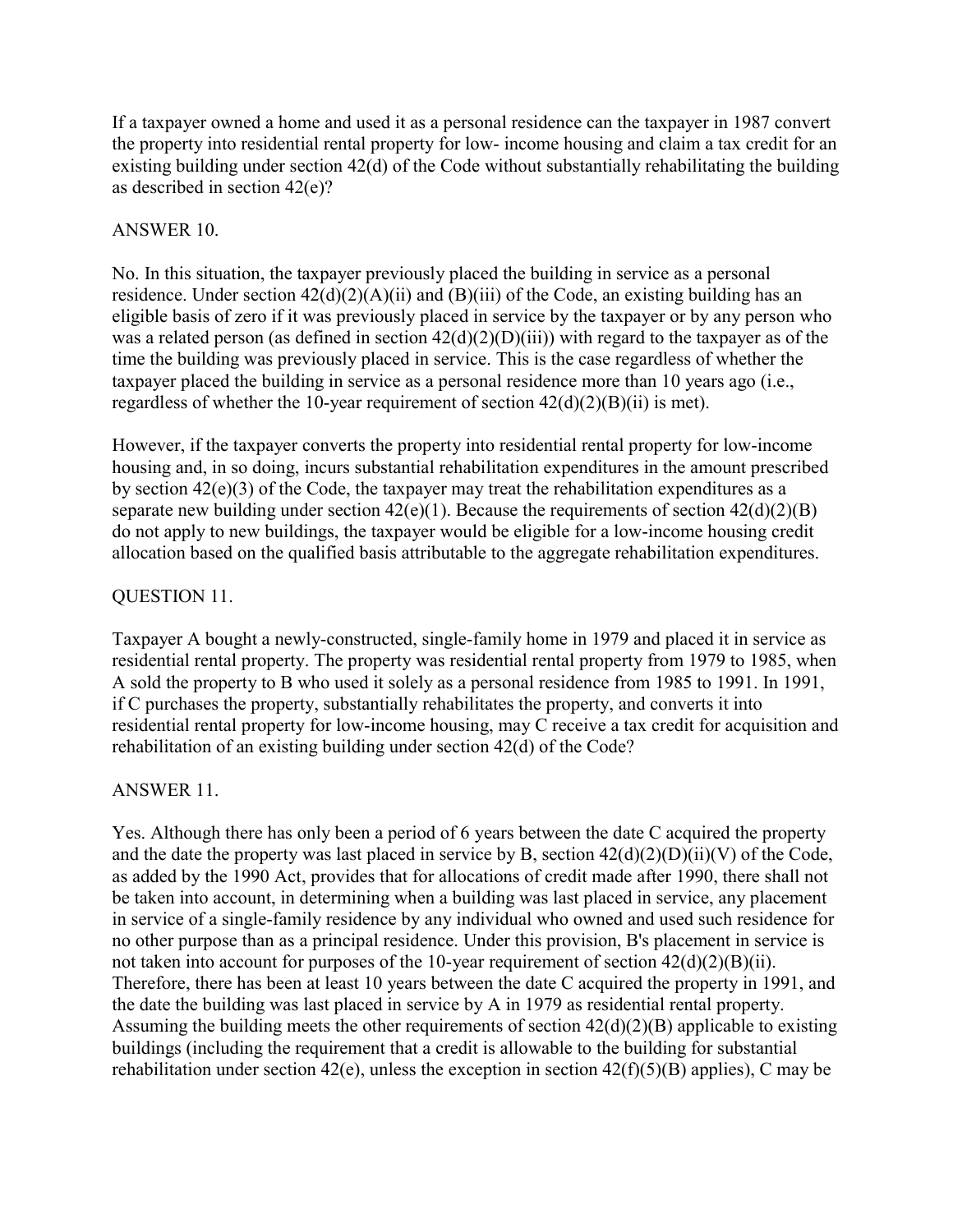If a taxpayer owned a home and used it as a personal residence can the taxpayer in 1987 convert the property into residential rental property for low- income housing and claim a tax credit for an existing building under section 42(d) of the Code without substantially rehabilitating the building as described in section 42(e)?

ANSWER 10.

No. In this situation, the taxpayer previously placed the building in service as a personal residence. Under section 42(d)(2)(A)(ii) and (B)(iii) of the Code, an existing building has an eligible basis of zero if it was previously placed in service by the taxpayer or by any person who was a related person (as defined in section 42(d)(2)(D)(iii)) with regard to the taxpayer as of the time the building was previously placed in service. This is the case regardless of whether the taxpayer placed the building in service as a personal residence more than 10 years ago (i.e., regardless of whether the 10-year requirement of section 42(d)(2)(B)(ii) is met).

However, if the taxpayer converts the property into residential rental property for low-income housing and, in so doing, incurs substantial rehabilitation expenditures in the amount prescribed by section 42(e)(3) of the Code, the taxpayer may treat the rehabilitation expenditures as a separate new building under section 42(e)(1). Because the requirements of section 42(d)(2)(B) do not apply to new buildings, the taxpayer would be eligible for a low-income housing credit allocation based on the qualified basis attributable to the aggregate rehabilitation expenditures.

QUESTION 11.

Taxpayer A bought a newly-constructed, single-family home in 1979 and placed it in service as residential rental property. The property was residential rental property from 1979 to 1985, when A sold the property to B who used it solely as a personal residence from 1985 to 1991. In 1991, if C purchases the property, substantially rehabilitates the property, and converts it into residential rental property for low-income housing, may C receive a tax credit for acquisition and rehabilitation of an existing building under section 42(d) of the Code?

ANSWER 11.

Yes. Although there has only been a period of 6 years between the date C acquired the property and the date the property was last placed in service by B, section 42(d)(2)(D)(ii)(V) of the Code, as added by the 1990 Act, provides that for allocations of credit made after 1990, there shall not be taken into account, in determining when a building was last placed in service, any placement in service of a single-family residence by any individual who owned and used such residence for no other purpose than as a principal residence. Under this provision, B's placement in service is not taken into account for purposes of the 10-year requirement of section 42(d)(2)(B)(ii). Therefore, there has been at least 10 years between the date C acquired the property in 1991, and the date the building was last placed in service by A in 1979 as residential rental property. Assuming the building meets the other requirements of section 42(d)(2)(B) applicable to existing buildings (including the requirement that a credit is allowable to the building for substantial rehabilitation under section 42(e), unless the exception in section 42(f)(5)(B) applies), C may be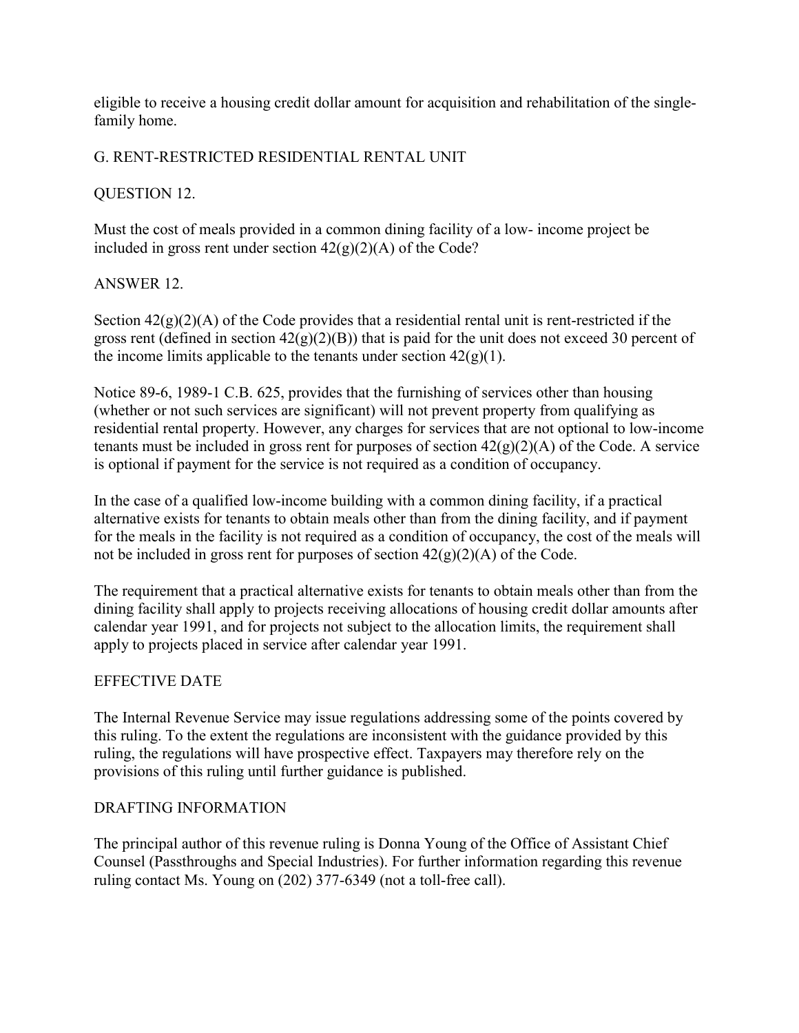eligible to receive a housing credit dollar amount for acquisition and rehabilitation of the single-family home.

## G. RENT-RESTRICTED RESIDENTIAL RENTAL UNIT

### QUESTION 12.

Must the cost of meals provided in a common dining facility of a low- income project be included in gross rent under section 42(g)(2)(A) of the Code?

### ANSWER 12.

Section 42(g)(2)(A) of the Code provides that a residential rental unit is rent-restricted if the gross rent (defined in section 42(g)(2)(B)) that is paid for the unit does not exceed 30 percent of the income limits applicable to the tenants under section 42(g)(1).

Notice 89-6, 1989-1 C.B. 625, provides that the furnishing of services other than housing (whether or not such services are significant) will not prevent property from qualifying as residential rental property. However, any charges for services that are not optional to low-income tenants must be included in gross rent for purposes of section 42(g)(2)(A) of the Code. A service is optional if payment for the service is not required as a condition of occupancy.

In the case of a qualified low-income building with a common dining facility, if a practical alternative exists for tenants to obtain meals other than from the dining facility, and if payment for the meals in the facility is not required as a condition of occupancy, the cost of the meals will not be included in gross rent for purposes of section 42(g)(2)(A) of the Code.

The requirement that a practical alternative exists for tenants to obtain meals other than from the dining facility shall apply to projects receiving allocations of housing credit dollar amounts after calendar year 1991, and for projects not subject to the allocation limits, the requirement shall apply to projects placed in service after calendar year 1991.

## EFFECTIVE DATE

The Internal Revenue Service may issue regulations addressing some of the points covered by this ruling. To the extent the regulations are inconsistent with the guidance provided by this ruling, the regulations will have prospective effect. Taxpayers may therefore rely on the provisions of this ruling until further guidance is published.

## DRAFTING INFORMATION

The principal author of this revenue ruling is Donna Young of the Office of Assistant Chief Counsel (Passthroughs and Special Industries). For further information regarding this revenue ruling contact Ms. Young on (202) 377-6349 (not a toll-free call).